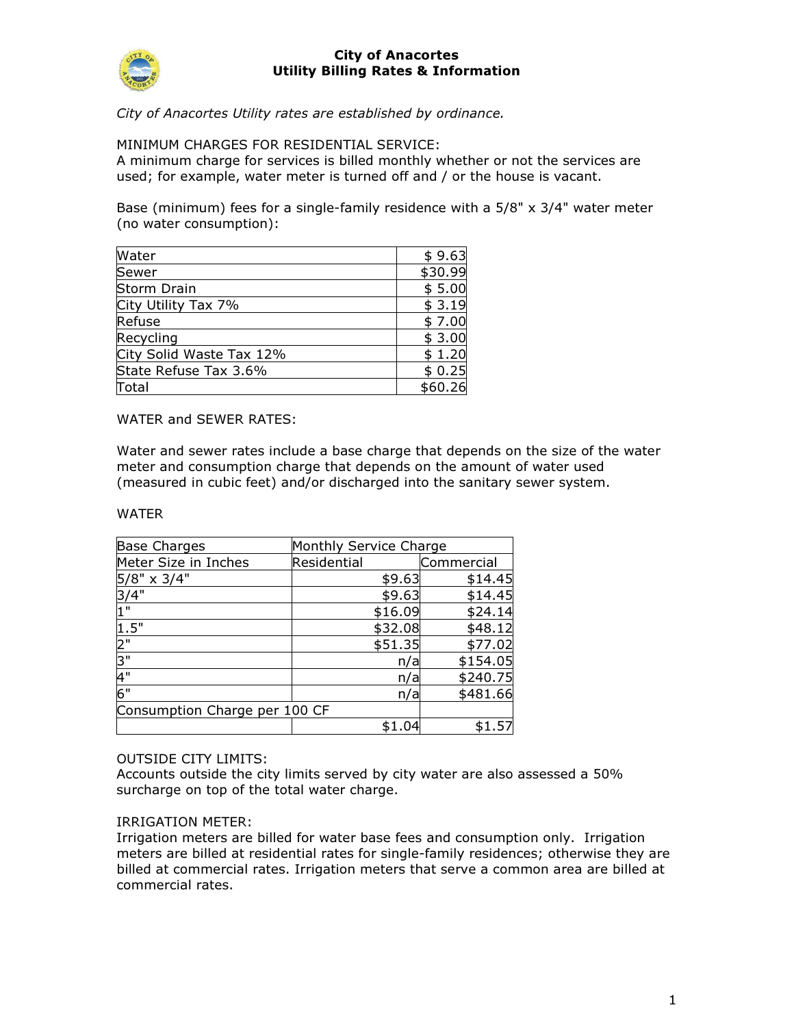# City of Anacortes
## Utility Billing Rates & Information

*City of Anacortes Utility rates are established by ordinance.*

MINIMUM CHARGES FOR RESIDENTIAL SERVICE:
A minimum charge for services is billed monthly whether or not the services are used; for example, water meter is turned off and / or the house is vacant.

Base (minimum) fees for a single-family residence with a 5/8" x 3/4" water meter (no water consumption):

| | |
|---|---:|
| Water | $ 9.63 |
| Sewer | $30.99 |
| Storm Drain | $ 5.00 |
| City Utility Tax 7% | $ 3.19 |
| Refuse | $ 7.00 |
| Recycling | $ 3.00 |
| City Solid Waste Tax 12% | $ 1.20 |
| State Refuse Tax 3.6% | $ 0.25 |
| Total | $60.26 |

WATER and SEWER RATES:

Water and sewer rates include a base charge that depends on the size of the water meter and consumption charge that depends on the amount of water used (measured in cubic feet) and/or discharged into the sanitary sewer system.

WATER

| Base Charges | Monthly Service Charge | |
|---|---:|---:|
| Meter Size in Inches | Residential | Commercial |
| 5/8" x 3/4" | $9.63 | $14.45 |
| 3/4" | $9.63 | $14.45 |
| 1" | $16.09 | $24.14 |
| 1.5" | $32.08 | $48.12 |
| 2" | $51.35 | $77.02 |
| 3" | n/a | $154.05 |
| 4" | n/a | $240.75 |
| 6" | n/a | $481.66 |
| Consumption Charge per 100 CF | | |
| | $1.04 | $1.57 |

OUTSIDE CITY LIMITS:
Accounts outside the city limits served by city water are also assessed a 50% surcharge on top of the total water charge.

IRRIGATION METER:
Irrigation meters are billed for water base fees and consumption only. Irrigation meters are billed at residential rates for single-family residences; otherwise they are billed at commercial rates. Irrigation meters that serve a common area are billed at commercial rates.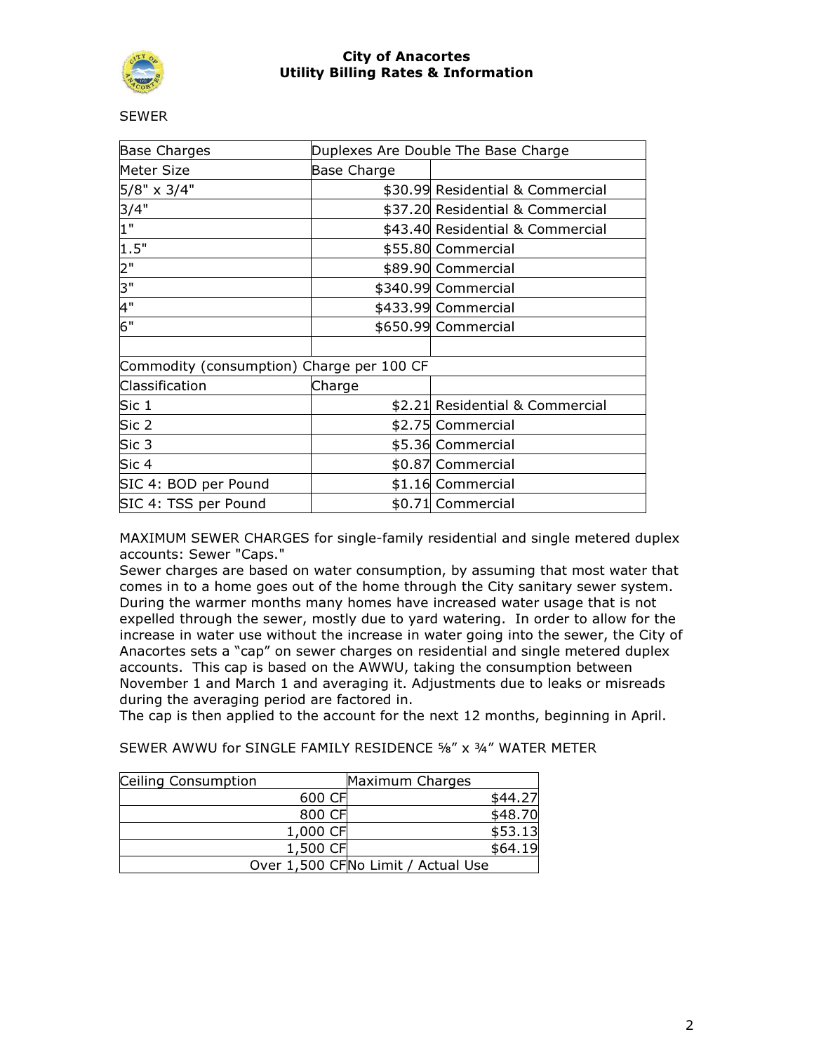SEWER

| Base Charges | Duplexes Are Double The Base Charge | |
|---|---|---|
| Meter Size | Base Charge | |
| 5/8" x 3/4" | $30.99 | Residential & Commercial |
| 3/4" | $37.20 | Residential & Commercial |
| 1" | $43.40 | Residential & Commercial |
| 1.5" | $55.80 | Commercial |
| 2" | $89.90 | Commercial |
| 3" | $340.99 | Commercial |
| 4" | $433.99 | Commercial |
| 6" | $650.99 | Commercial |
| | | |
| Commodity (consumption) Charge per 100 CF | | |
| Classification | Charge | |
| Sic 1 | $2.21 | Residential & Commercial |
| Sic 2 | $2.75 | Commercial |
| Sic 3 | $5.36 | Commercial |
| Sic 4 | $0.87 | Commercial |
| SIC 4: BOD per Pound | $1.16 | Commercial |
| SIC 4: TSS per Pound | $0.71 | Commercial |

MAXIMUM SEWER CHARGES for single-family residential and single metered duplex accounts: Sewer "Caps."
Sewer charges are based on water consumption, by assuming that most water that comes in to a home goes out of the home through the City sanitary sewer system. During the warmer months many homes have increased water usage that is not expelled through the sewer, mostly due to yard watering. In order to allow for the increase in water use without the increase in water going into the sewer, the City of Anacortes sets a "cap" on sewer charges on residential and single metered duplex accounts. This cap is based on the AWWU, taking the consumption between November 1 and March 1 and averaging it. Adjustments due to leaks or misreads during the averaging period are factored in.
The cap is then applied to the account for the next 12 months, beginning in April.

SEWER AWWU for SINGLE FAMILY RESIDENCE ⅝" x ¾" WATER METER

| Ceiling Consumption | Maximum Charges |
|---|---|
| 600 CF | $44.27 |
| 800 CF | $48.70 |
| 1,000 CF | $53.13 |
| 1,500 CF | $64.19 |
| Over 1,500 CF | No Limit / Actual Use |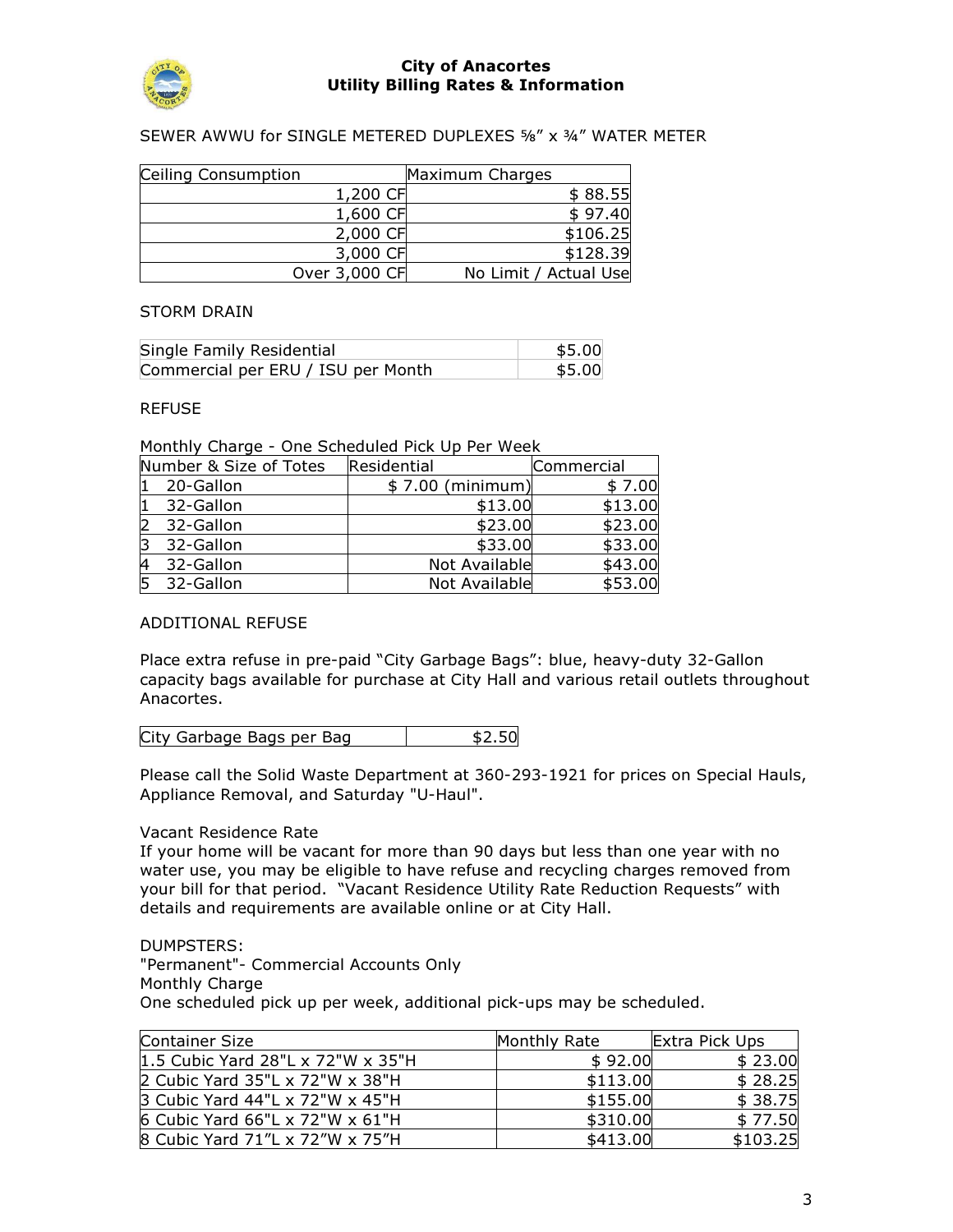# City of Anacortes
## Utility Billing Rates & Information

SEWER AWWU for SINGLE METERED DUPLEXES ⅝" x ¾" WATER METER

| Ceiling Consumption | Maximum Charges |
|---:|---:|
| 1,200 CF | $ 88.55 |
| 1,600 CF | $ 97.40 |
| 2,000 CF | $106.25 |
| 3,000 CF | $128.39 |
| Over 3,000 CF | No Limit / Actual Use |

STORM DRAIN

| | |
|---|---:|
| Single Family Residential | $5.00 |
| Commercial per ERU / ISU per Month | $5.00 |

REFUSE

Monthly Charge - One Scheduled Pick Up Per Week

| Number & Size of Totes | Residential | Commercial |
|---|---:|---:|
| 1 20-Gallon | $ 7.00 (minimum) | $ 7.00 |
| 1 32-Gallon | $13.00 | $13.00 |
| 2 32-Gallon | $23.00 | $23.00 |
| 3 32-Gallon | $33.00 | $33.00 |
| 4 32-Gallon | Not Available | $43.00 |
| 5 32-Gallon | Not Available | $53.00 |

ADDITIONAL REFUSE

Place extra refuse in pre-paid "City Garbage Bags": blue, heavy-duty 32-Gallon capacity bags available for purchase at City Hall and various retail outlets throughout Anacortes.

| | |
|---|---:|
| City Garbage Bags per Bag | $2.50 |

Please call the Solid Waste Department at 360-293-1921 for prices on Special Hauls, Appliance Removal, and Saturday "U-Haul".

Vacant Residence Rate
If your home will be vacant for more than 90 days but less than one year with no water use, you may be eligible to have refuse and recycling charges removed from your bill for that period. "Vacant Residence Utility Rate Reduction Requests" with details and requirements are available online or at City Hall.

DUMPSTERS:
"Permanent"- Commercial Accounts Only
Monthly Charge
One scheduled pick up per week, additional pick-ups may be scheduled.

| Container Size | Monthly Rate | Extra Pick Ups |
|---|---:|---:|
| 1.5 Cubic Yard 28"L x 72"W x 35"H | $ 92.00 | $ 23.00 |
| 2 Cubic Yard 35"L x 72"W x 38"H | $113.00 | $ 28.25 |
| 3 Cubic Yard 44"L x 72"W x 45"H | $155.00 | $ 38.75 |
| 6 Cubic Yard 66"L x 72"W x 61"H | $310.00 | $ 77.50 |
| 8 Cubic Yard 71"L x 72"W x 75"H | $413.00 | $103.25 |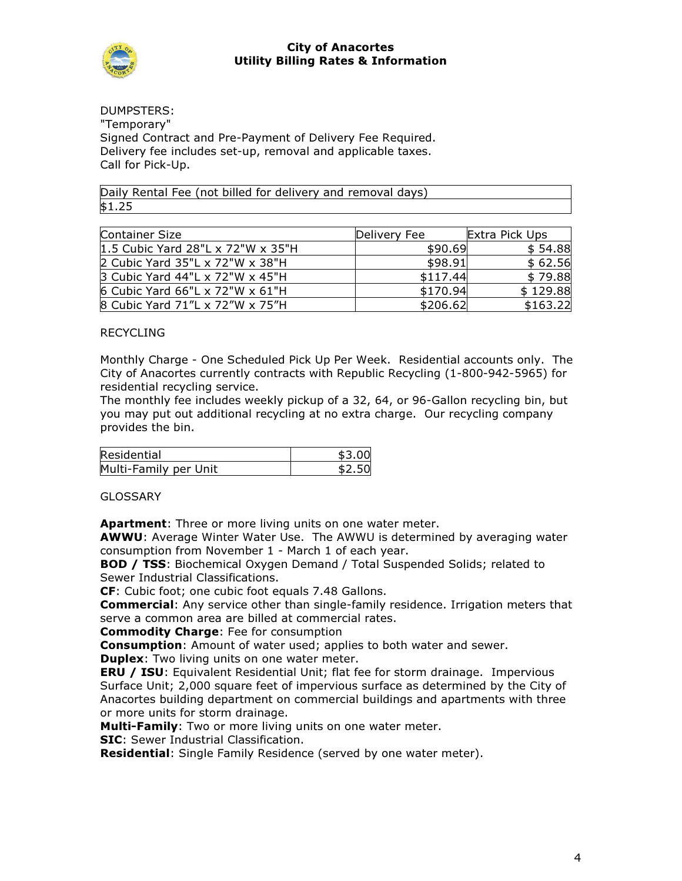DUMPSTERS:
"Temporary"
Signed Contract and Pre-Payment of Delivery Fee Required.
Delivery fee includes set-up, removal and applicable taxes.
Call for Pick-Up.

| Daily Rental Fee (not billed for delivery and removal days) |
|---|
| $1.25 |

| Container Size | Delivery Fee | Extra Pick Ups |
|---|---|---|
| 1.5 Cubic Yard 28"L x 72"W x 35"H | $90.69 | $ 54.88 |
| 2 Cubic Yard 35"L x 72"W x 38"H | $98.91 | $ 62.56 |
| 3 Cubic Yard 44"L x 72"W x 45"H | $117.44 | $ 79.88 |
| 6 Cubic Yard 66"L x 72"W x 61"H | $170.94 | $ 129.88 |
| 8 Cubic Yard 71″L x 72″W x 75″H | $206.62 | $163.22 |

RECYCLING

Monthly Charge - One Scheduled Pick Up Per Week. Residential accounts only. The City of Anacortes currently contracts with Republic Recycling (1-800-942-5965) for residential recycling service.
The monthly fee includes weekly pickup of a 32, 64, or 96-Gallon recycling bin, but you may put out additional recycling at no extra charge. Our recycling company provides the bin.

| | |
|---|---|
| Residential | $3.00 |
| Multi-Family per Unit | $2.50 |

GLOSSARY

**Apartment**: Three or more living units on one water meter.
**AWWU**: Average Winter Water Use. The AWWU is determined by averaging water consumption from November 1 - March 1 of each year.
**BOD / TSS**: Biochemical Oxygen Demand / Total Suspended Solids; related to Sewer Industrial Classifications.
**CF**: Cubic foot; one cubic foot equals 7.48 Gallons.
**Commercial**: Any service other than single-family residence. Irrigation meters that serve a common area are billed at commercial rates.
**Commodity Charge**: Fee for consumption
**Consumption**: Amount of water used; applies to both water and sewer.
**Duplex**: Two living units on one water meter.
**ERU / ISU**: Equivalent Residential Unit; flat fee for storm drainage. Impervious Surface Unit; 2,000 square feet of impervious surface as determined by the City of Anacortes building department on commercial buildings and apartments with three or more units for storm drainage.
**Multi-Family**: Two or more living units on one water meter.
**SIC**: Sewer Industrial Classification.
**Residential**: Single Family Residence (served by one water meter).